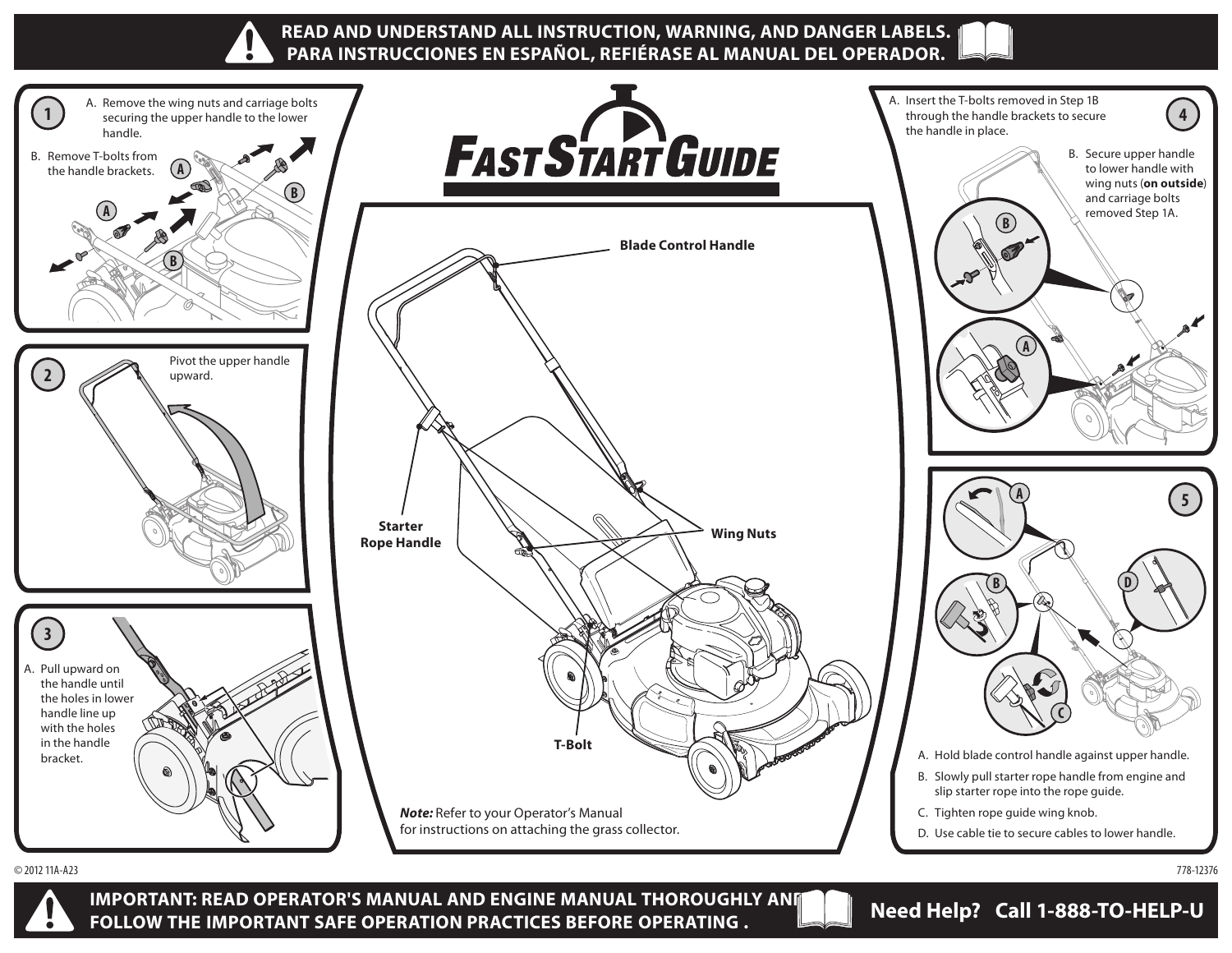**READ AND UNDERSTAND ALL INSTRUCTION, WARNING, AND DANGER LABELS.**
**PARA INSTRUCCIONES EN ESPAÑOL, REFIÉRASE AL MANUAL DEL OPERADOR.**

# FAST START GUIDE

## 1

A. Remove the wing nuts and carriage bolts securing the upper handle to the lower handle.

B. Remove T-bolts from the handle brackets.

## 2

Pivot the upper handle upward.

## 3

A. Pull upward on the handle until the holes in lower handle line up with the holes in the handle bracket.

Blade Control Handle

Starter Rope Handle

Wing Nuts

T-Bolt

***Note:*** Refer to your Operator's Manual for instructions on attaching the grass collector.

## 4

A. Insert the T-bolts removed in Step 1B through the handle brackets to secure the handle in place.

B. Secure upper handle to lower handle with wing nuts (**on outside**) and carriage bolts removed Step 1A.

## 5

A. Hold blade control handle against upper handle.

B. Slowly pull starter rope handle from engine and slip starter rope into the rope guide.

C. Tighten rope guide wing knob.

D. Use cable tie to secure cables to lower handle.

© 2012 11A-A23

778-12376

**IMPORTANT: READ OPERATOR'S MANUAL AND ENGINE MANUAL THOROUGHLY AND FOLLOW THE IMPORTANT SAFE OPERATION PRACTICES BEFORE OPERATING .**

**Need Help? Call 1-888-TO-HELP-U**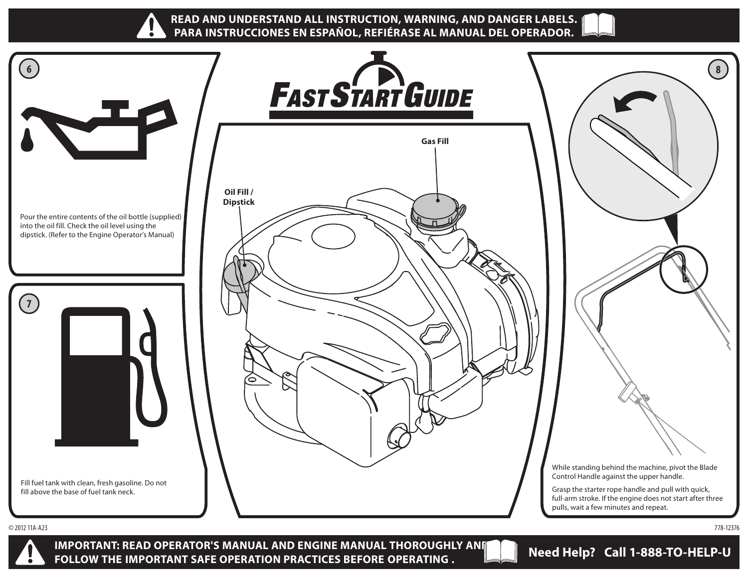**READ AND UNDERSTAND ALL INSTRUCTION, WARNING, AND DANGER LABELS.**
**PARA INSTRUCCIONES EN ESPAÑOL, REFIÉRASE AL MANUAL DEL OPERADOR.**

# FAST START GUIDE

## 6

Pour the entire contents of the oil bottle (supplied) into the oil fill. Check the oil level using the dipstick. (Refer to the Engine Operator's Manual)

## 7

Fill fuel tank with clean, fresh gasoline. Do not fill above the base of fuel tank neck.

Oil Fill / Dipstick

Gas Fill

## 8

While standing behind the machine, pivot the Blade Control Handle against the upper handle.

Grasp the starter rope handle and pull with quick, full-arm stroke. If the engine does not start after three pulls, wait a few minutes and repeat.

© 2012 11A-A23

778-12376

**IMPORTANT: READ OPERATOR'S MANUAL AND ENGINE MANUAL THOROUGHLY AND FOLLOW THE IMPORTANT SAFE OPERATION PRACTICES BEFORE OPERATING .**

**Need Help? Call 1-888-TO-HELP-U**